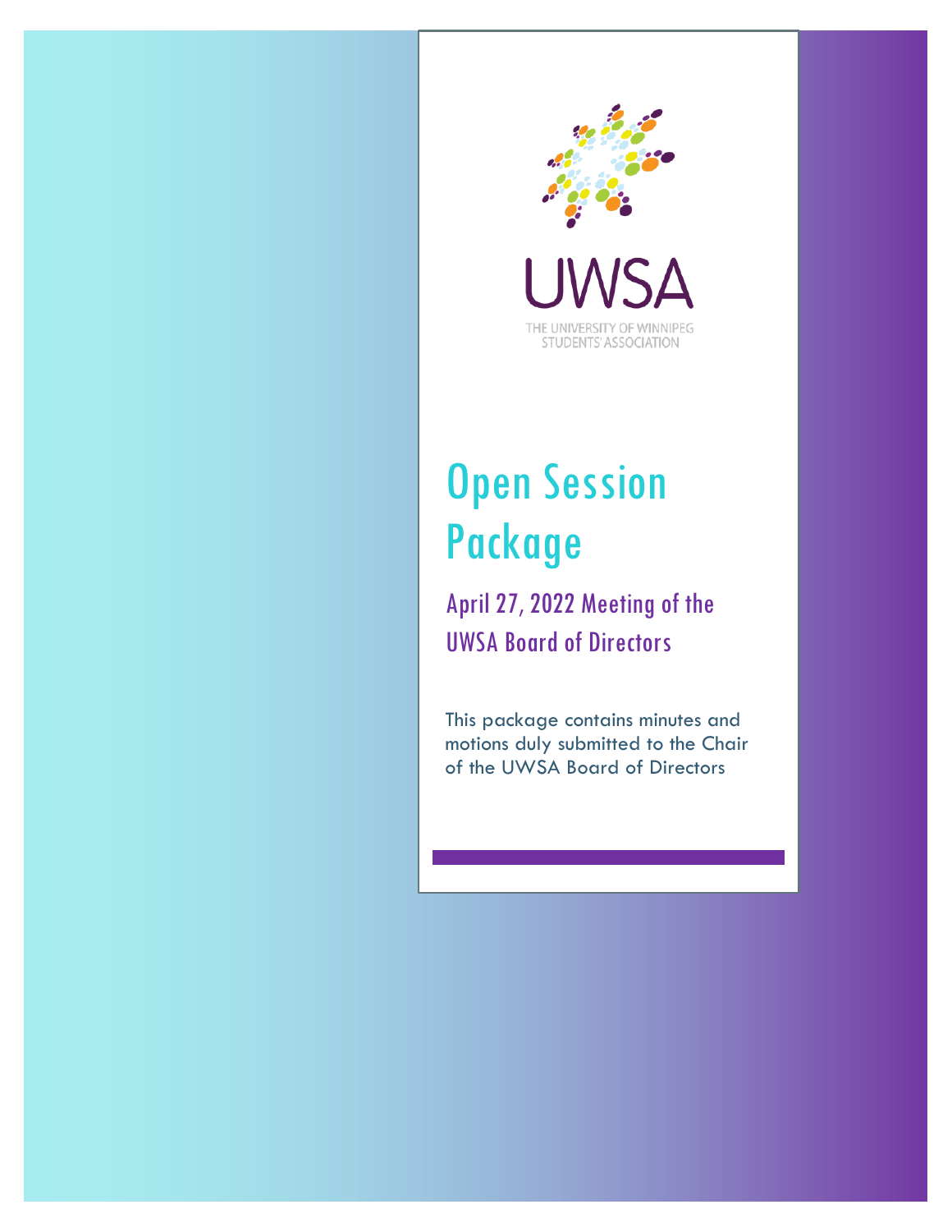UWSA

THE UNIVERSITY OF WINNIPEG STUDENTS' ASSOCIATION

# Open Session Package

## April 27, 2022 Meeting of the UWSA Board of Directors

This package contains minutes and motions duly submitted to the Chair of the UWSA Board of Directors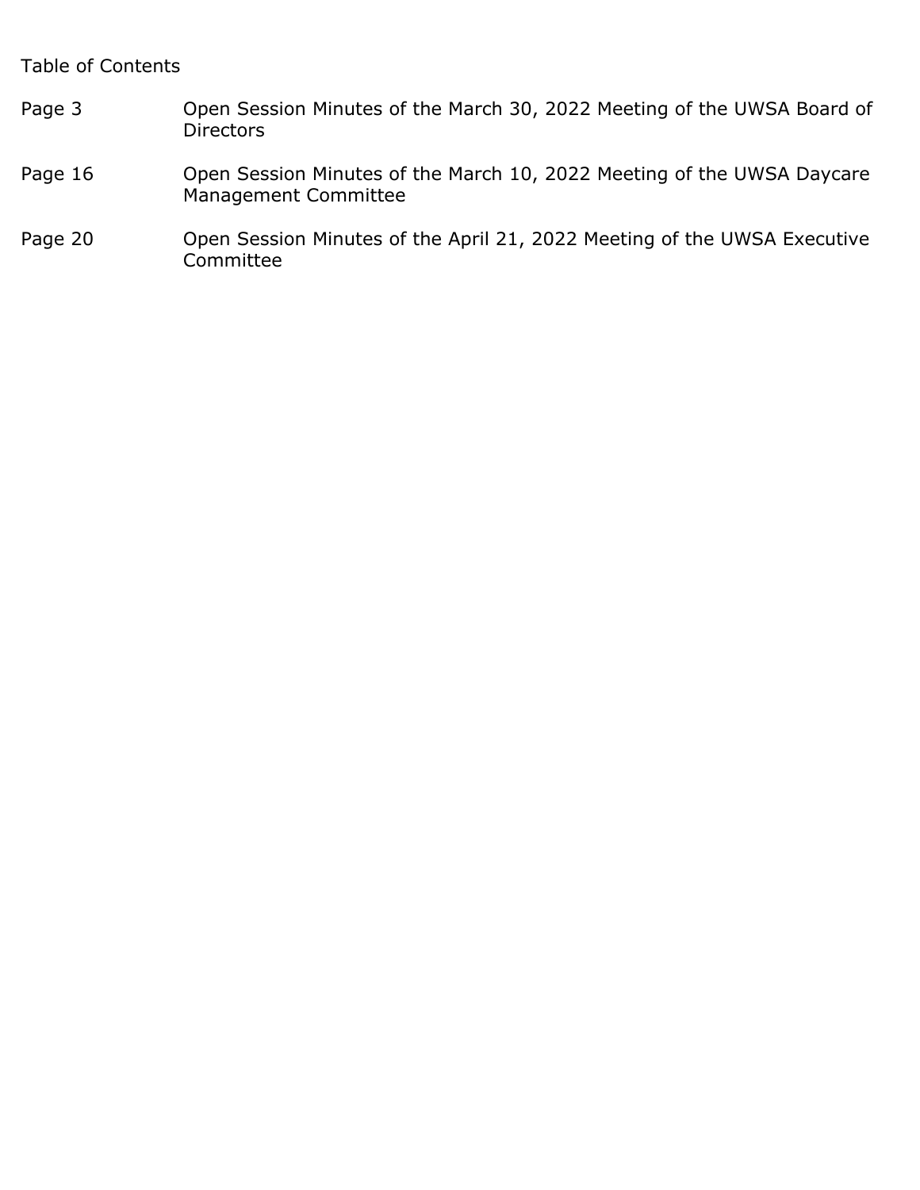Table of Contents

| | |
|---|---|
| Page 3 | Open Session Minutes of the March 30, 2022 Meeting of the UWSA Board of Directors |
| Page 16 | Open Session Minutes of the March 10, 2022 Meeting of the UWSA Daycare Management Committee |
| Page 20 | Open Session Minutes of the April 21, 2022 Meeting of the UWSA Executive Committee |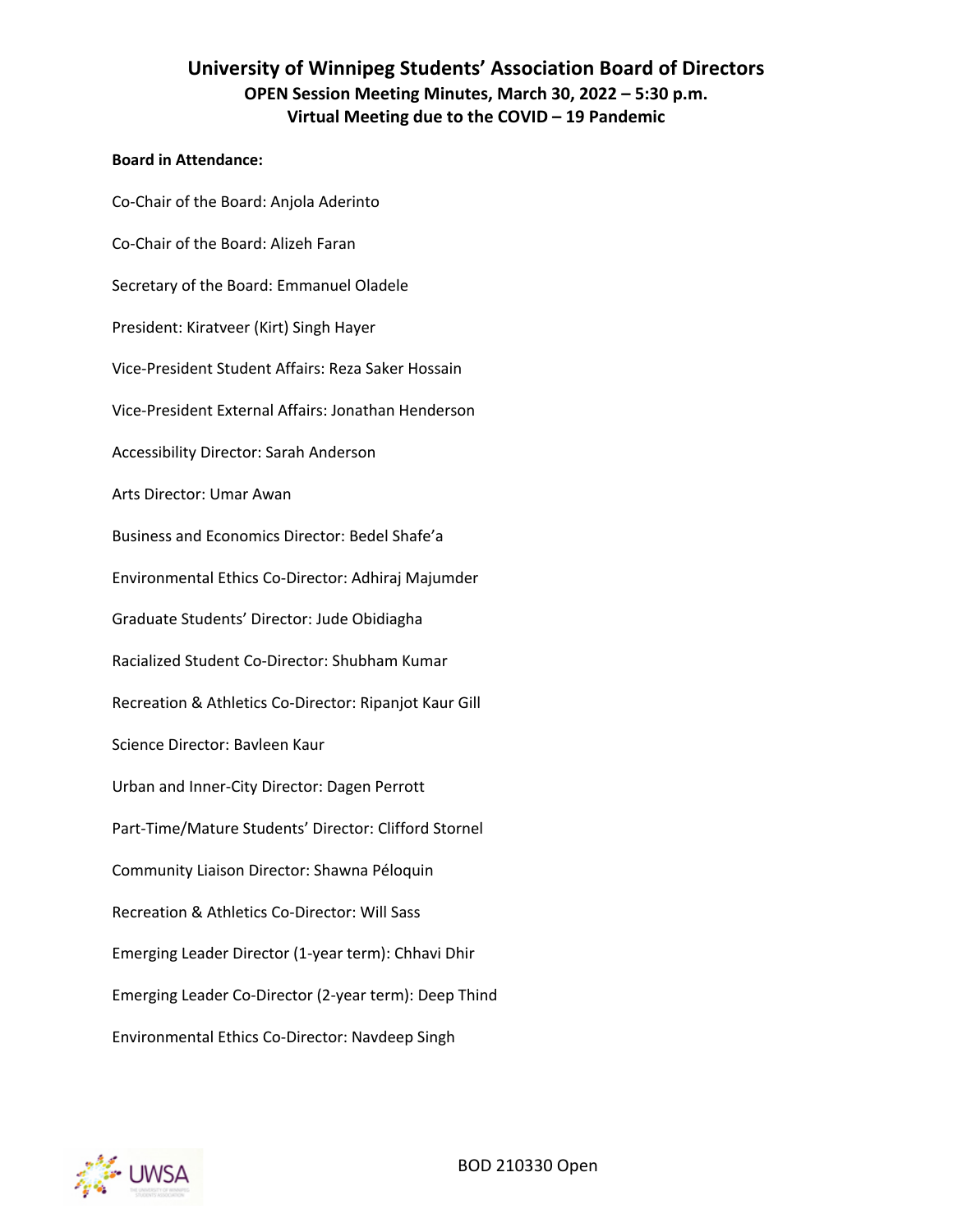# University of Winnipeg Students' Association Board of Directors

## OPEN Session Meeting Minutes, March 30, 2022 – 5:30 p.m.

## Virtual Meeting due to the COVID – 19 Pandemic

**Board in Attendance:**

Co-Chair of the Board: Anjola Aderinto

Co-Chair of the Board: Alizeh Faran

Secretary of the Board: Emmanuel Oladele

President: Kiratveer (Kirt) Singh Hayer

Vice-President Student Affairs: Reza Saker Hossain

Vice-President External Affairs: Jonathan Henderson

Accessibility Director: Sarah Anderson

Arts Director: Umar Awan

Business and Economics Director: Bedel Shafe'a

Environmental Ethics Co-Director: Adhiraj Majumder

Graduate Students' Director: Jude Obidiagha

Racialized Student Co-Director: Shubham Kumar

Recreation & Athletics Co-Director: Ripanjot Kaur Gill

Science Director: Bavleen Kaur

Urban and Inner-City Director: Dagen Perrott

Part-Time/Mature Students' Director: Clifford Stornel

Community Liaison Director: Shawna Péloquin

Recreation & Athletics Co-Director: Will Sass

Emerging Leader Director (1-year term): Chhavi Dhir

Emerging Leader Co-Director (2-year term): Deep Thind

Environmental Ethics Co-Director: Navdeep Singh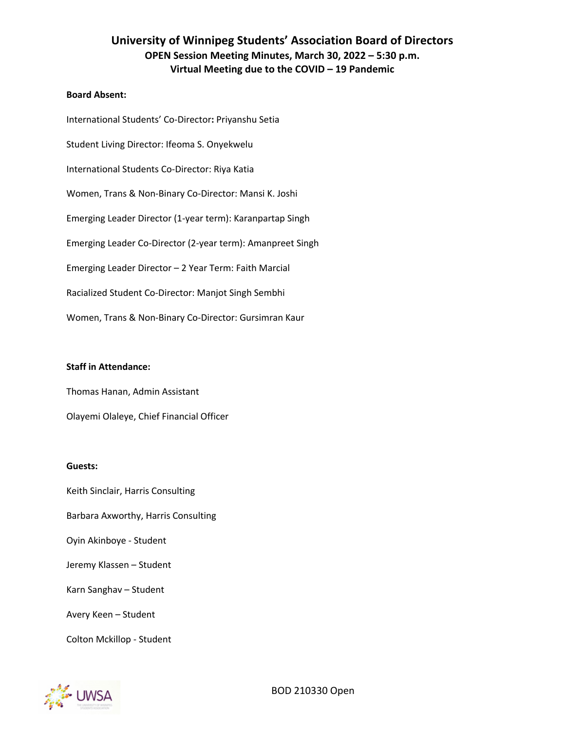## University of Winnipeg Students' Association Board of Directors
### OPEN Session Meeting Minutes, March 30, 2022 – 5:30 p.m.
### Virtual Meeting due to the COVID – 19 Pandemic

**Board Absent:**

International Students' Co-Director**:** Priyanshu Setia

Student Living Director: Ifeoma S. Onyekwelu

International Students Co-Director: Riya Katia

Women, Trans & Non-Binary Co-Director: Mansi K. Joshi

Emerging Leader Director (1-year term): Karanpartap Singh

Emerging Leader Co-Director (2-year term): Amanpreet Singh

Emerging Leader Director – 2 Year Term: Faith Marcial

Racialized Student Co-Director: Manjot Singh Sembhi

Women, Trans & Non-Binary Co-Director: Gursimran Kaur

**Staff in Attendance:**

Thomas Hanan, Admin Assistant

Olayemi Olaleye, Chief Financial Officer

**Guests:**

Keith Sinclair, Harris Consulting

Barbara Axworthy, Harris Consulting

Oyin Akinboye - Student

Jeremy Klassen – Student

Karn Sanghav – Student

Avery Keen – Student

Colton Mckillop - Student

BOD 210330 Open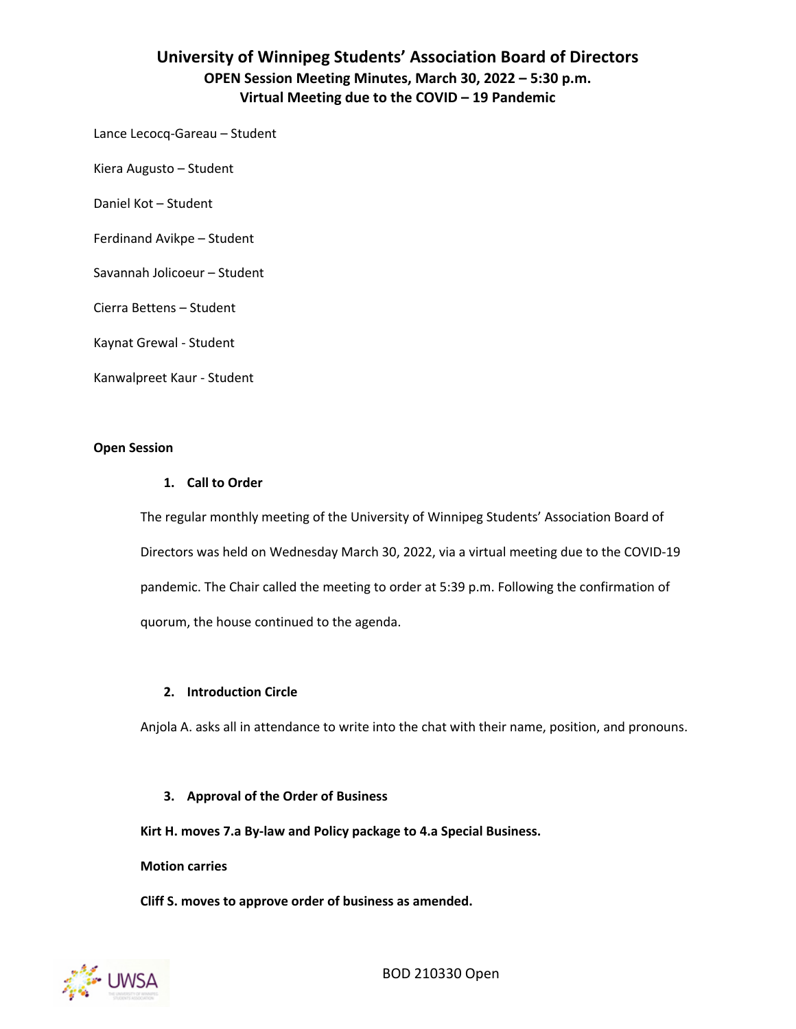# University of Winnipeg Students' Association Board of Directors

## OPEN Session Meeting Minutes, March 30, 2022 – 5:30 p.m.

## Virtual Meeting due to the COVID – 19 Pandemic

Lance Lecocq-Gareau – Student

Kiera Augusto – Student

Daniel Kot – Student

Ferdinand Avikpe – Student

Savannah Jolicoeur – Student

Cierra Bettens – Student

Kaynat Grewal - Student

Kanwalpreet Kaur - Student

**Open Session**

1. **Call to Order**

The regular monthly meeting of the University of Winnipeg Students' Association Board of Directors was held on Wednesday March 30, 2022, via a virtual meeting due to the COVID-19 pandemic. The Chair called the meeting to order at 5:39 p.m. Following the confirmation of quorum, the house continued to the agenda.

2. **Introduction Circle**

Anjola A. asks all in attendance to write into the chat with their name, position, and pronouns.

3. **Approval of the Order of Business**

**Kirt H. moves 7.a By-law and Policy package to 4.a Special Business.**

**Motion carries**

**Cliff S. moves to approve order of business as amended.**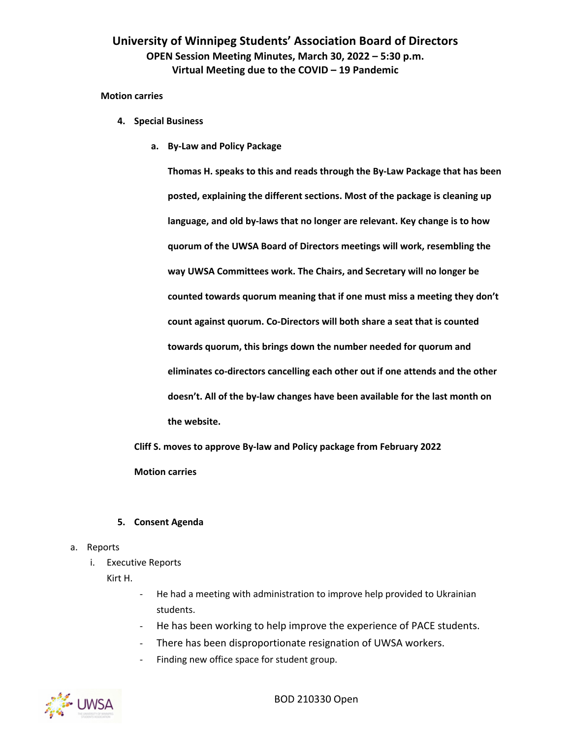**Motion carries**

**4. Special Business**

**a. By-Law and Policy Package**

**Thomas H. speaks to this and reads through the By-Law Package that has been posted, explaining the different sections. Most of the package is cleaning up language, and old by-laws that no longer are relevant. Key change is to how quorum of the UWSA Board of Directors meetings will work, resembling the way UWSA Committees work. The Chairs, and Secretary will no longer be counted towards quorum meaning that if one must miss a meeting they don't count against quorum. Co-Directors will both share a seat that is counted towards quorum, this brings down the number needed for quorum and eliminates co-directors cancelling each other out if one attends and the other doesn't. All of the by-law changes have been available for the last month on the website.**

**Cliff S. moves to approve By-law and Policy package from February 2022**

**Motion carries**

**5. Consent Agenda**

a. Reports

i. Executive Reports

Kirt H.

- He had a meeting with administration to improve help provided to Ukrainian students.
- He has been working to help improve the experience of PACE students.
- There has been disproportionate resignation of UWSA workers.
- Finding new office space for student group.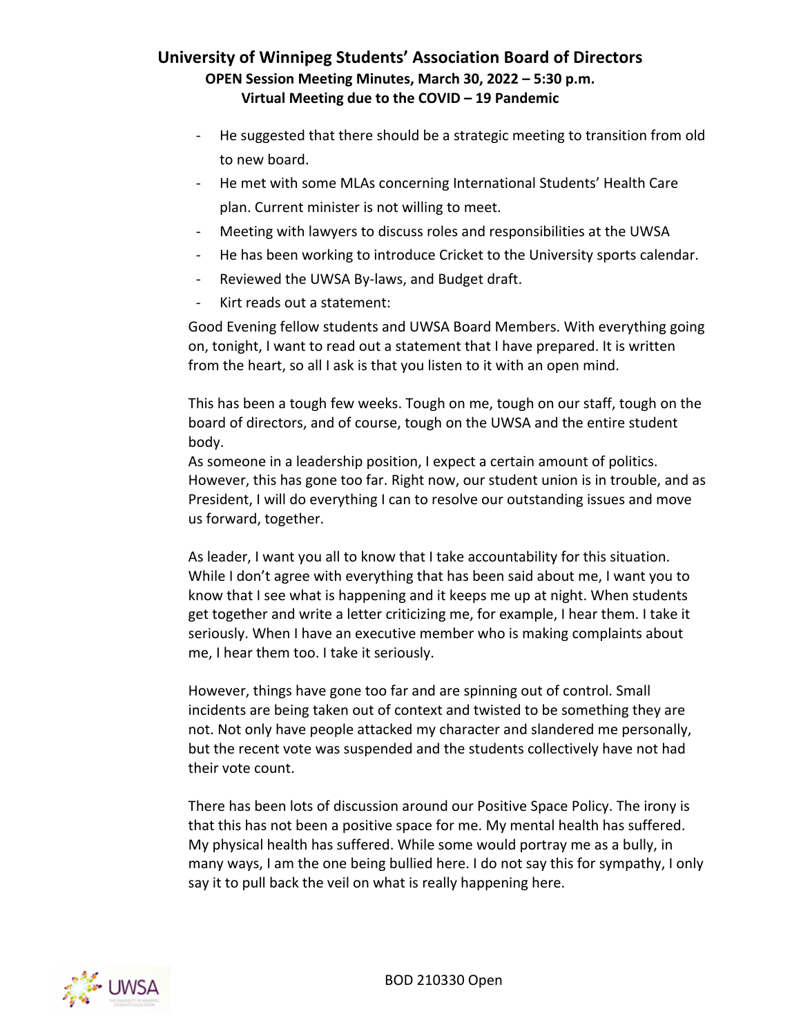- He suggested that there should be a strategic meeting to transition from old to new board.
- He met with some MLAs concerning International Students' Health Care plan. Current minister is not willing to meet.
- Meeting with lawyers to discuss roles and responsibilities at the UWSA
- He has been working to introduce Cricket to the University sports calendar.
- Reviewed the UWSA By-laws, and Budget draft.
- Kirt reads out a statement:

Good Evening fellow students and UWSA Board Members. With everything going on, tonight, I want to read out a statement that I have prepared. It is written from the heart, so all I ask is that you listen to it with an open mind.

This has been a tough few weeks. Tough on me, tough on our staff, tough on the board of directors, and of course, tough on the UWSA and the entire student body.
As someone in a leadership position, I expect a certain amount of politics. However, this has gone too far. Right now, our student union is in trouble, and as President, I will do everything I can to resolve our outstanding issues and move us forward, together.

As leader, I want you all to know that I take accountability for this situation. While I don't agree with everything that has been said about me, I want you to know that I see what is happening and it keeps me up at night. When students get together and write a letter criticizing me, for example, I hear them. I take it seriously. When I have an executive member who is making complaints about me, I hear them too. I take it seriously.

However, things have gone too far and are spinning out of control. Small incidents are being taken out of context and twisted to be something they are not. Not only have people attacked my character and slandered me personally, but the recent vote was suspended and the students collectively have not had their vote count.

There has been lots of discussion around our Positive Space Policy. The irony is that this has not been a positive space for me. My mental health has suffered. My physical health has suffered. While some would portray me as a bully, in many ways, I am the one being bullied here. I do not say this for sympathy, I only say it to pull back the veil on what is really happening here.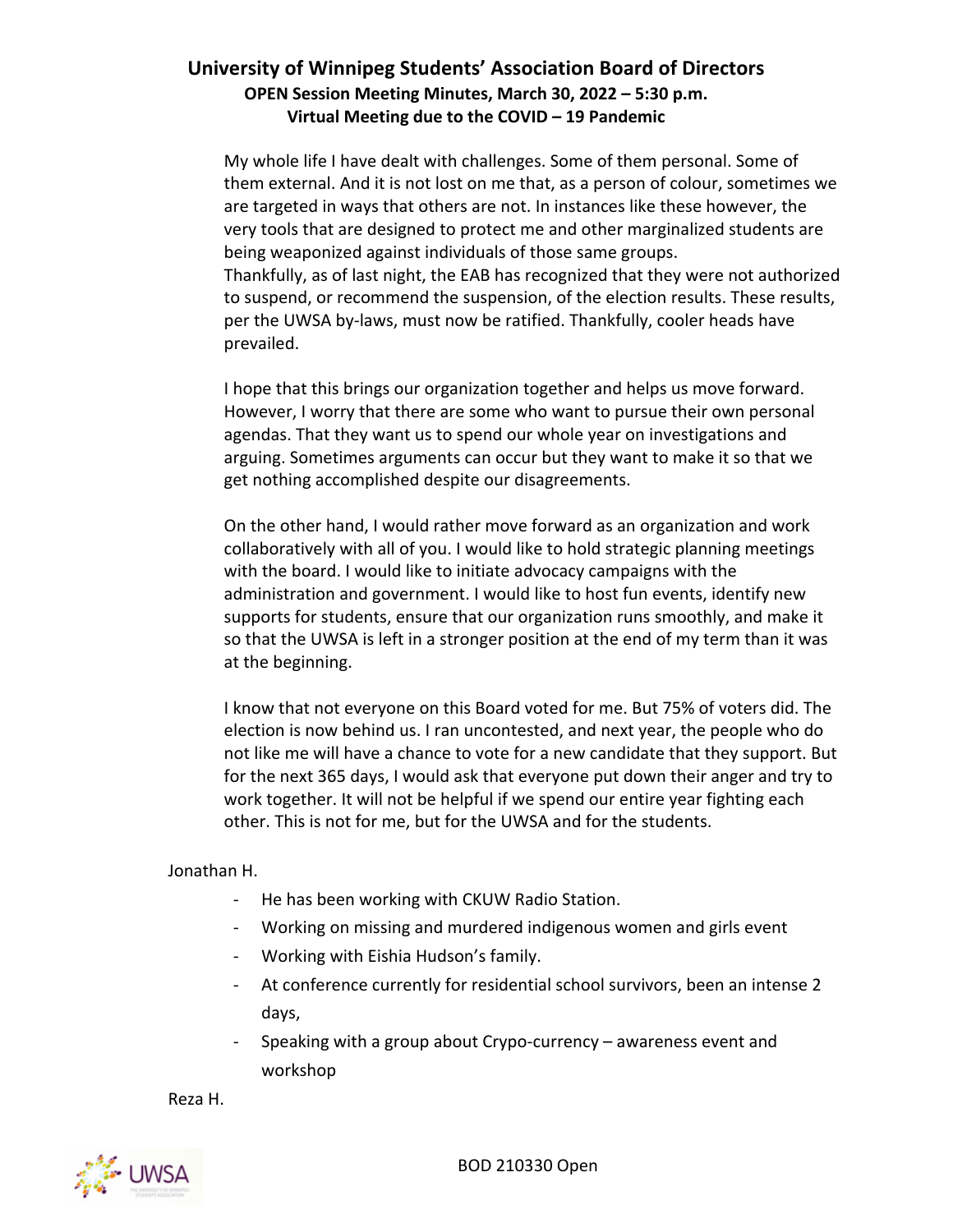My whole life I have dealt with challenges. Some of them personal. Some of them external. And it is not lost on me that, as a person of colour, sometimes we are targeted in ways that others are not. In instances like these however, the very tools that are designed to protect me and other marginalized students are being weaponized against individuals of those same groups.
Thankfully, as of last night, the EAB has recognized that they were not authorized to suspend, or recommend the suspension, of the election results. These results, per the UWSA by-laws, must now be ratified. Thankfully, cooler heads have prevailed.

I hope that this brings our organization together and helps us move forward. However, I worry that there are some who want to pursue their own personal agendas. That they want us to spend our whole year on investigations and arguing. Sometimes arguments can occur but they want to make it so that we get nothing accomplished despite our disagreements.

On the other hand, I would rather move forward as an organization and work collaboratively with all of you. I would like to hold strategic planning meetings with the board. I would like to initiate advocacy campaigns with the administration and government. I would like to host fun events, identify new supports for students, ensure that our organization runs smoothly, and make it so that the UWSA is left in a stronger position at the end of my term than it was at the beginning.

I know that not everyone on this Board voted for me. But 75% of voters did. The election is now behind us. I ran uncontested, and next year, the people who do not like me will have a chance to vote for a new candidate that they support. But for the next 365 days, I would ask that everyone put down their anger and try to work together. It will not be helpful if we spend our entire year fighting each other. This is not for me, but for the UWSA and for the students.

Jonathan H.

- He has been working with CKUW Radio Station.
- Working on missing and murdered indigenous women and girls event
- Working with Eishia Hudson's family.
- At conference currently for residential school survivors, been an intense 2 days,
- Speaking with a group about Crypo-currency – awareness event and workshop

Reza H.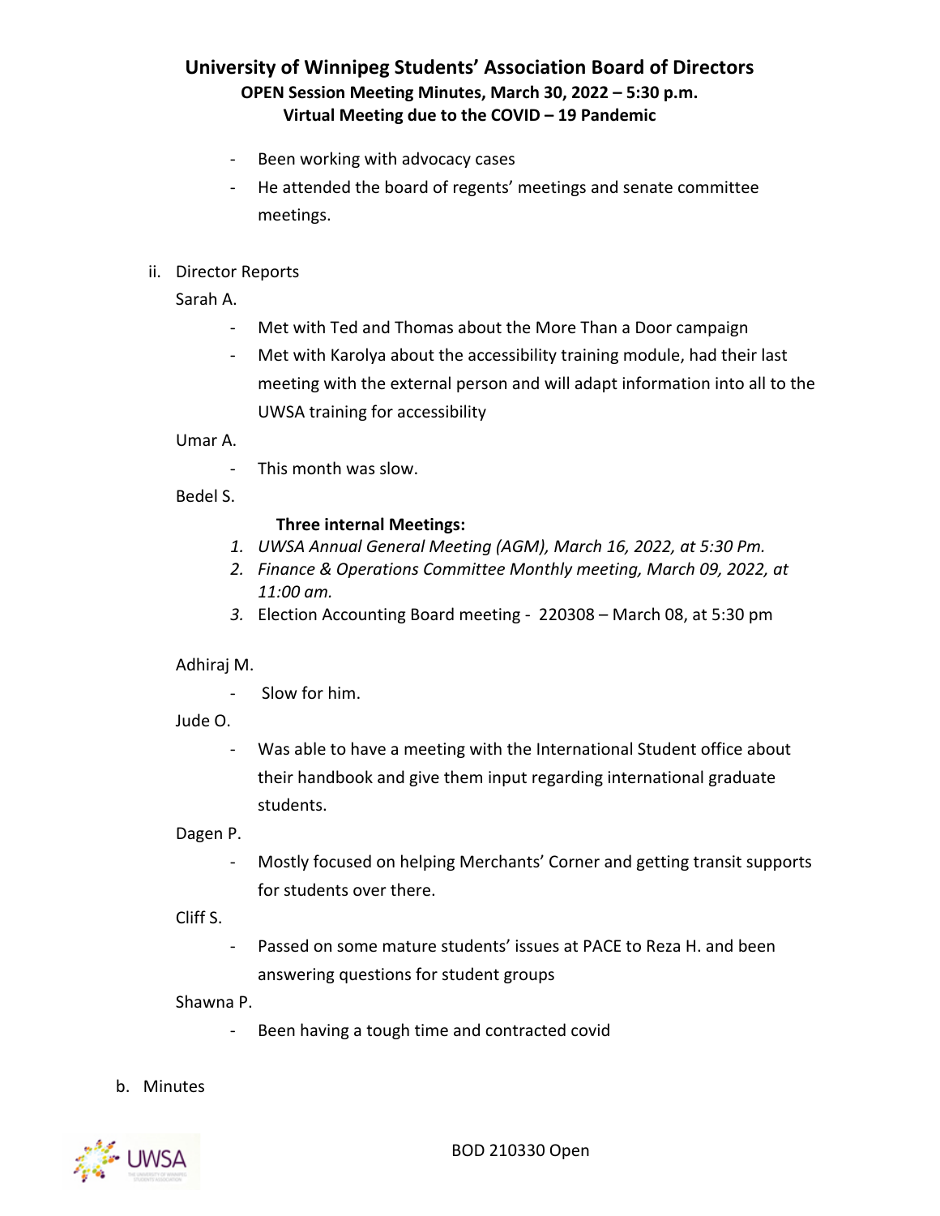- Been working with advocacy cases
- He attended the board of regents' meetings and senate committee meetings.

ii. Director Reports

Sarah A.

- Met with Ted and Thomas about the More Than a Door campaign
- Met with Karolya about the accessibility training module, had their last meeting with the external person and will adapt information into all to the UWSA training for accessibility

Umar A.

- This month was slow.

Bedel S.

**Three internal Meetings:**

1. *UWSA Annual General Meeting (AGM), March 16, 2022, at 5:30 Pm.*
2. *Finance & Operations Committee Monthly meeting, March 09, 2022, at 11:00 am.*
3. Election Accounting Board meeting - 220308 – March 08, at 5:30 pm

Adhiraj M.

- Slow for him.

Jude O.

- Was able to have a meeting with the International Student office about their handbook and give them input regarding international graduate students.

Dagen P.

- Mostly focused on helping Merchants' Corner and getting transit supports for students over there.

Cliff S.

- Passed on some mature students' issues at PACE to Reza H. and been answering questions for student groups

Shawna P.

- Been having a tough time and contracted covid

b. Minutes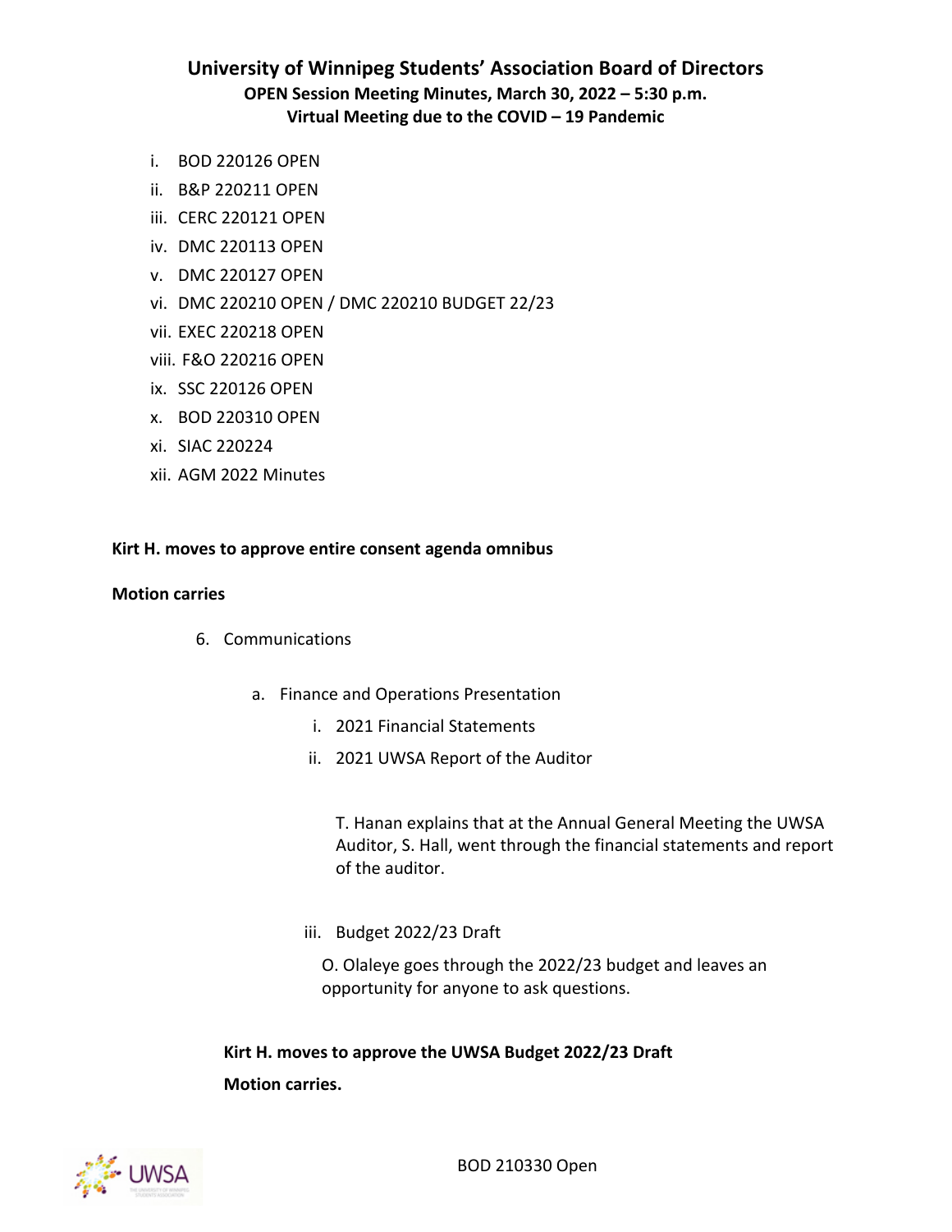i. BOD 220126 OPEN
ii. B&P 220211 OPEN
iii. CERC 220121 OPEN
iv. DMC 220113 OPEN
v. DMC 220127 OPEN
vi. DMC 220210 OPEN / DMC 220210 BUDGET 22/23
vii. EXEC 220218 OPEN
viii. F&O 220216 OPEN
ix. SSC 220126 OPEN
x. BOD 220310 OPEN
xi. SIAC 220224
xii. AGM 2022 Minutes

**Kirt H. moves to approve entire consent agenda omnibus**

**Motion carries**

6. Communications

   a. Finance and Operations Presentation

      i. 2021 Financial Statements

      ii. 2021 UWSA Report of the Auditor

      T. Hanan explains that at the Annual General Meeting the UWSA Auditor, S. Hall, went through the financial statements and report of the auditor.

      iii. Budget 2022/23 Draft

      O. Olaleye goes through the 2022/23 budget and leaves an opportunity for anyone to ask questions.

**Kirt H. moves to approve the UWSA Budget 2022/23 Draft**

**Motion carries.**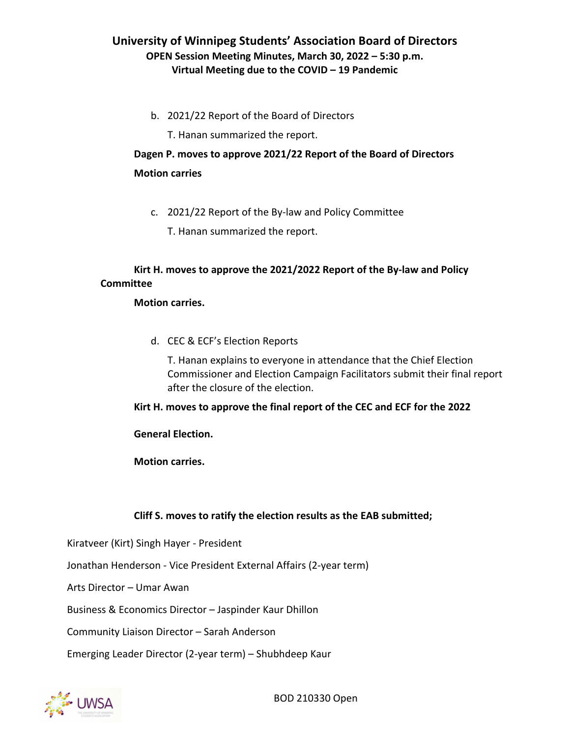# University of Winnipeg Students' Association Board of Directors

**OPEN Session Meeting Minutes, March 30, 2022 – 5:30 p.m.**

**Virtual Meeting due to the COVID – 19 Pandemic**

b. 2021/22 Report of the Board of Directors

T. Hanan summarized the report.

**Dagen P. moves to approve 2021/22 Report of the Board of Directors**

**Motion carries**

c. 2021/22 Report of the By-law and Policy Committee

T. Hanan summarized the report.

**Kirt H. moves to approve the 2021/2022 Report of the By-law and Policy Committee**

**Motion carries.**

d. CEC & ECF's Election Reports

T. Hanan explains to everyone in attendance that the Chief Election Commissioner and Election Campaign Facilitators submit their final report after the closure of the election.

**Kirt H. moves to approve the final report of the CEC and ECF for the 2022 General Election.**

**Motion carries.**

**Cliff S. moves to ratify the election results as the EAB submitted;**

Kiratveer (Kirt) Singh Hayer - President

Jonathan Henderson - Vice President External Affairs (2-year term)

Arts Director – Umar Awan

Business & Economics Director – Jaspinder Kaur Dhillon

Community Liaison Director – Sarah Anderson

Emerging Leader Director (2-year term) – Shubhdeep Kaur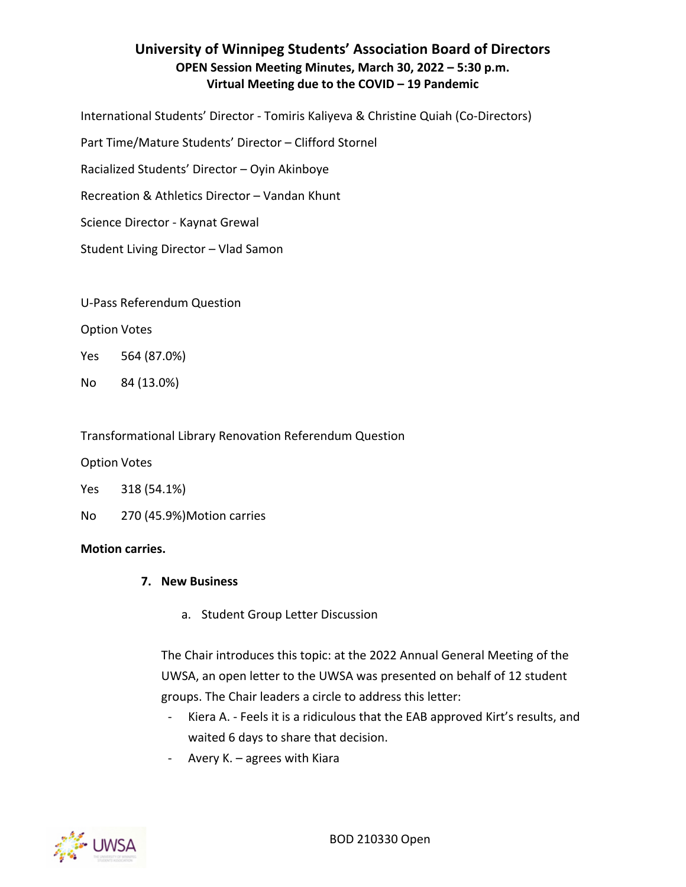# University of Winnipeg Students' Association Board of Directors

**OPEN Session Meeting Minutes, March 30, 2022 – 5:30 p.m.**

**Virtual Meeting due to the COVID – 19 Pandemic**

International Students' Director - Tomiris Kaliyeva & Christine Quiah (Co-Directors)

Part Time/Mature Students' Director – Clifford Stornel

Racialized Students' Director – Oyin Akinboye

Recreation & Athletics Director – Vandan Khunt

Science Director - Kaynat Grewal

Student Living Director – Vlad Samon

U-Pass Referendum Question

Option Votes

Yes 564 (87.0%)

No 84 (13.0%)

Transformational Library Renovation Referendum Question

Option Votes

Yes 318 (54.1%)

No 270 (45.9%)Motion carries

**Motion carries.**

7. **New Business**

   a. Student Group Letter Discussion

The Chair introduces this topic: at the 2022 Annual General Meeting of the UWSA, an open letter to the UWSA was presented on behalf of 12 student groups. The Chair leaders a circle to address this letter:

- Kiera A. - Feels it is a ridiculous that the EAB approved Kirt's results, and waited 6 days to share that decision.
- Avery K. – agrees with Kiara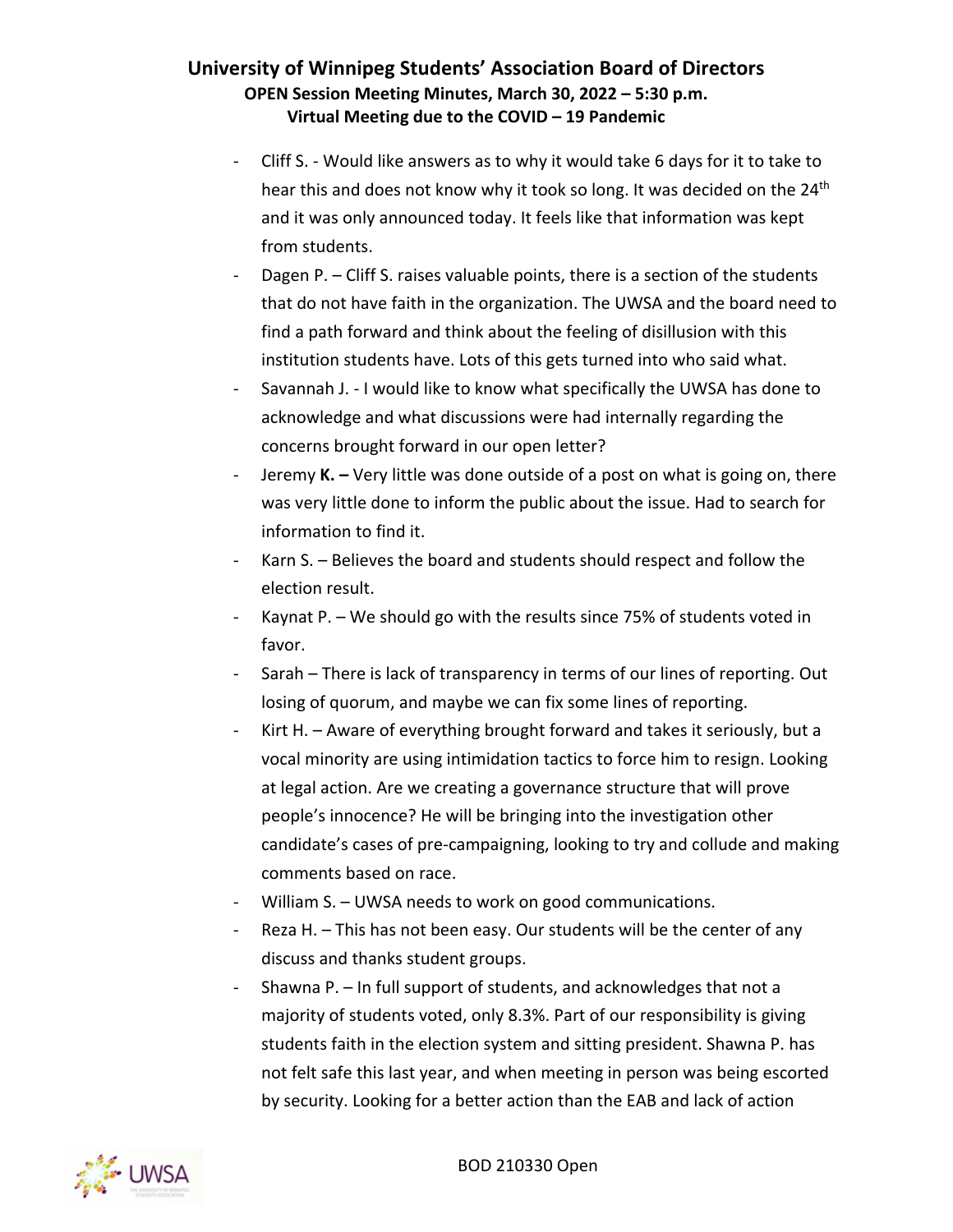- Cliff S. - Would like answers as to why it would take 6 days for it to take to hear this and does not know why it took so long. It was decided on the 24th and it was only announced today. It feels like that information was kept from students.
- Dagen P. – Cliff S. raises valuable points, there is a section of the students that do not have faith in the organization. The UWSA and the board need to find a path forward and think about the feeling of disillusion with this institution students have. Lots of this gets turned into who said what.
- Savannah J. - I would like to know what specifically the UWSA has done to acknowledge and what discussions were had internally regarding the concerns brought forward in our open letter?
- Jeremy **K. –** Very little was done outside of a post on what is going on, there was very little done to inform the public about the issue. Had to search for information to find it.
- Karn S. – Believes the board and students should respect and follow the election result.
- Kaynat P. – We should go with the results since 75% of students voted in favor.
- Sarah – There is lack of transparency in terms of our lines of reporting. Out losing of quorum, and maybe we can fix some lines of reporting.
- Kirt H. – Aware of everything brought forward and takes it seriously, but a vocal minority are using intimidation tactics to force him to resign. Looking at legal action. Are we creating a governance structure that will prove people's innocence? He will be bringing into the investigation other candidate's cases of pre-campaigning, looking to try and collude and making comments based on race.
- William S. – UWSA needs to work on good communications.
- Reza H. – This has not been easy. Our students will be the center of any discuss and thanks student groups.
- Shawna P. – In full support of students, and acknowledges that not a majority of students voted, only 8.3%. Part of our responsibility is giving students faith in the election system and sitting president. Shawna P. has not felt safe this last year, and when meeting in person was being escorted by security. Looking for a better action than the EAB and lack of action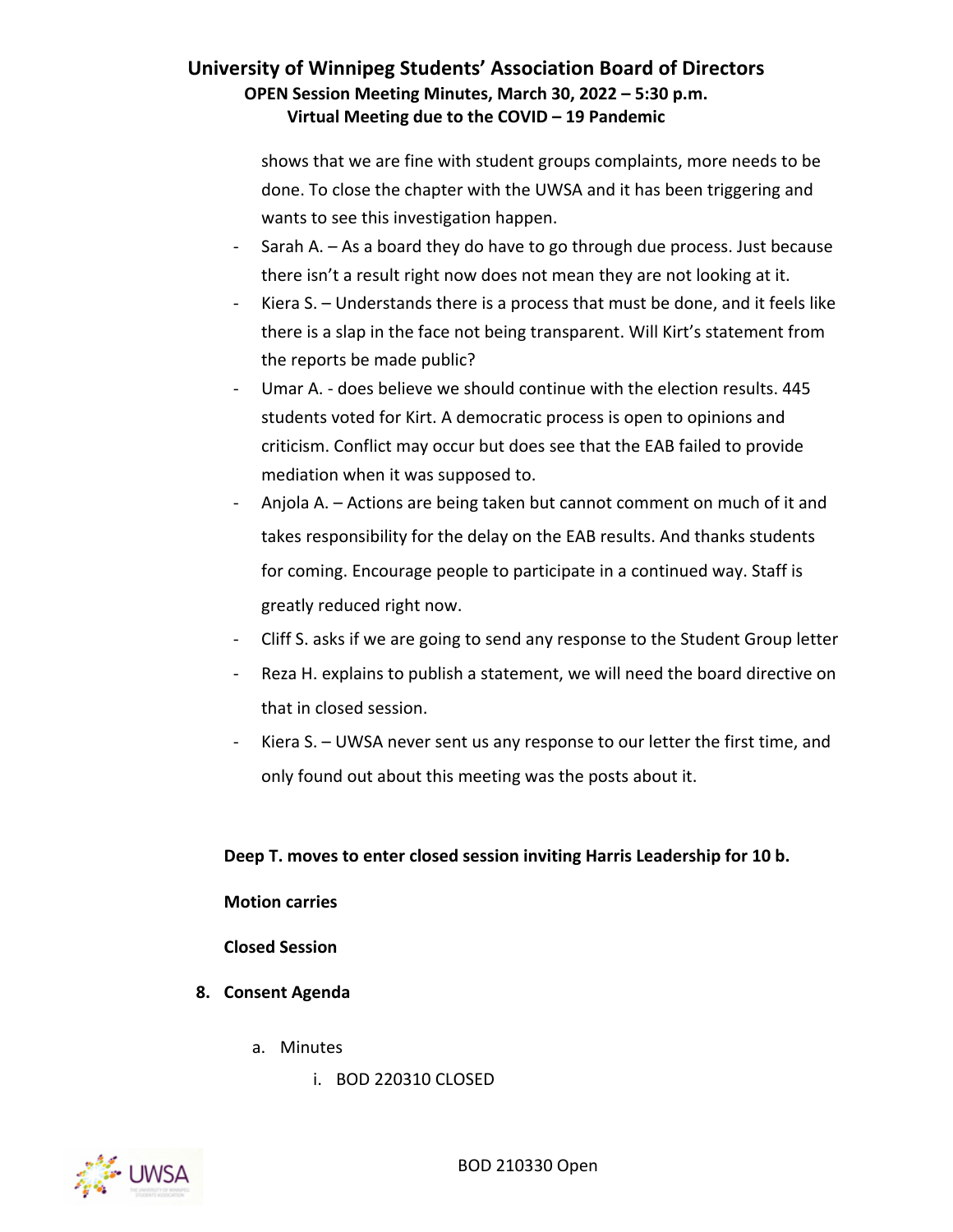shows that we are fine with student groups complaints, more needs to be done. To close the chapter with the UWSA and it has been triggering and wants to see this investigation happen.

- Sarah A. – As a board they do have to go through due process. Just because there isn't a result right now does not mean they are not looking at it.
- Kiera S. – Understands there is a process that must be done, and it feels like there is a slap in the face not being transparent. Will Kirt's statement from the reports be made public?
- Umar A. - does believe we should continue with the election results. 445 students voted for Kirt. A democratic process is open to opinions and criticism. Conflict may occur but does see that the EAB failed to provide mediation when it was supposed to.
- Anjola A. – Actions are being taken but cannot comment on much of it and takes responsibility for the delay on the EAB results. And thanks students for coming. Encourage people to participate in a continued way. Staff is greatly reduced right now.
- Cliff S. asks if we are going to send any response to the Student Group letter
- Reza H. explains to publish a statement, we will need the board directive on that in closed session.
- Kiera S. – UWSA never sent us any response to our letter the first time, and only found out about this meeting was the posts about it.

**Deep T. moves to enter closed session inviting Harris Leadership for 10 b.**

**Motion carries**

**Closed Session**

8. **Consent Agenda**
   a. Minutes
      i. BOD 220310 CLOSED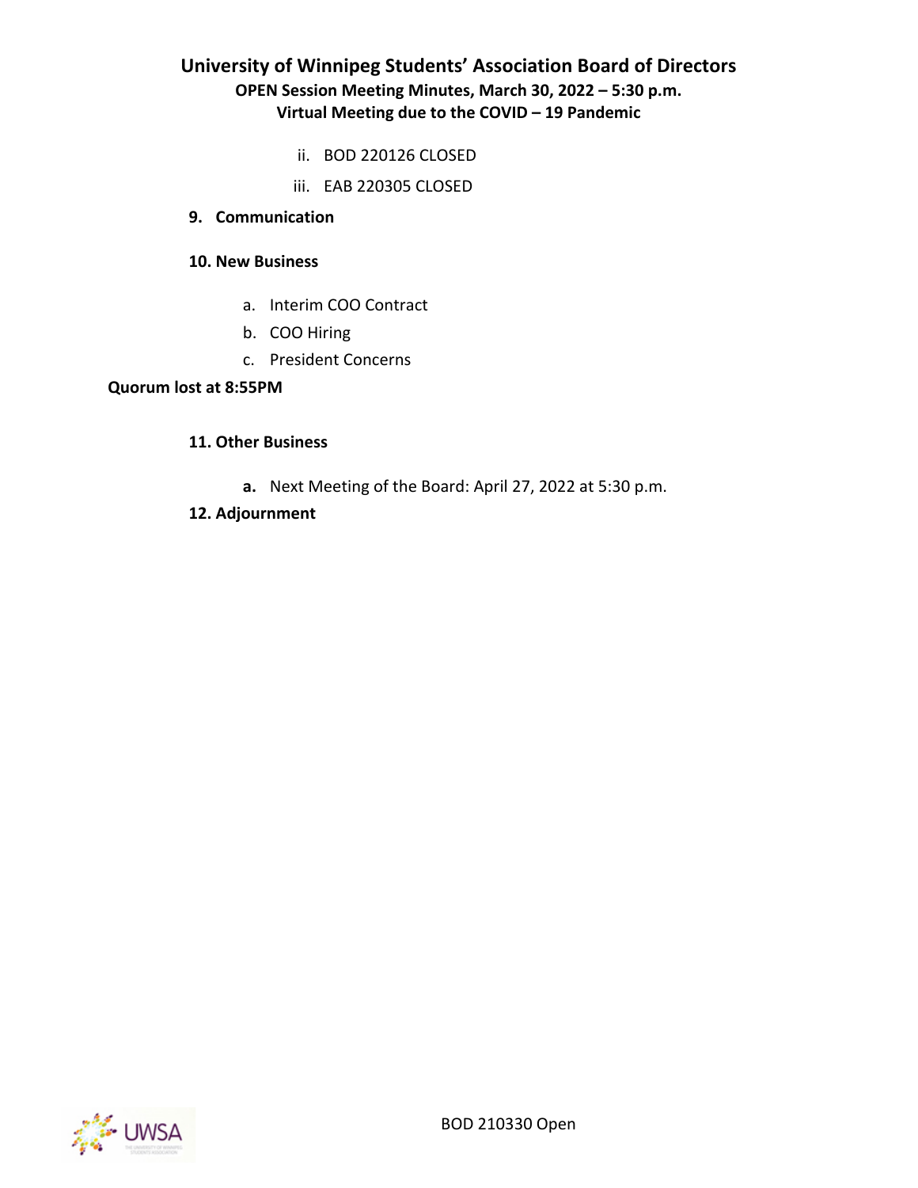ii. BOD 220126 CLOSED

iii. EAB 220305 CLOSED

**9. Communication**

**10. New Business**

a. Interim COO Contract

b. COO Hiring

c. President Concerns

**Quorum lost at 8:55PM**

**11. Other Business**

**a.** Next Meeting of the Board: April 27, 2022 at 5:30 p.m.

**12. Adjournment**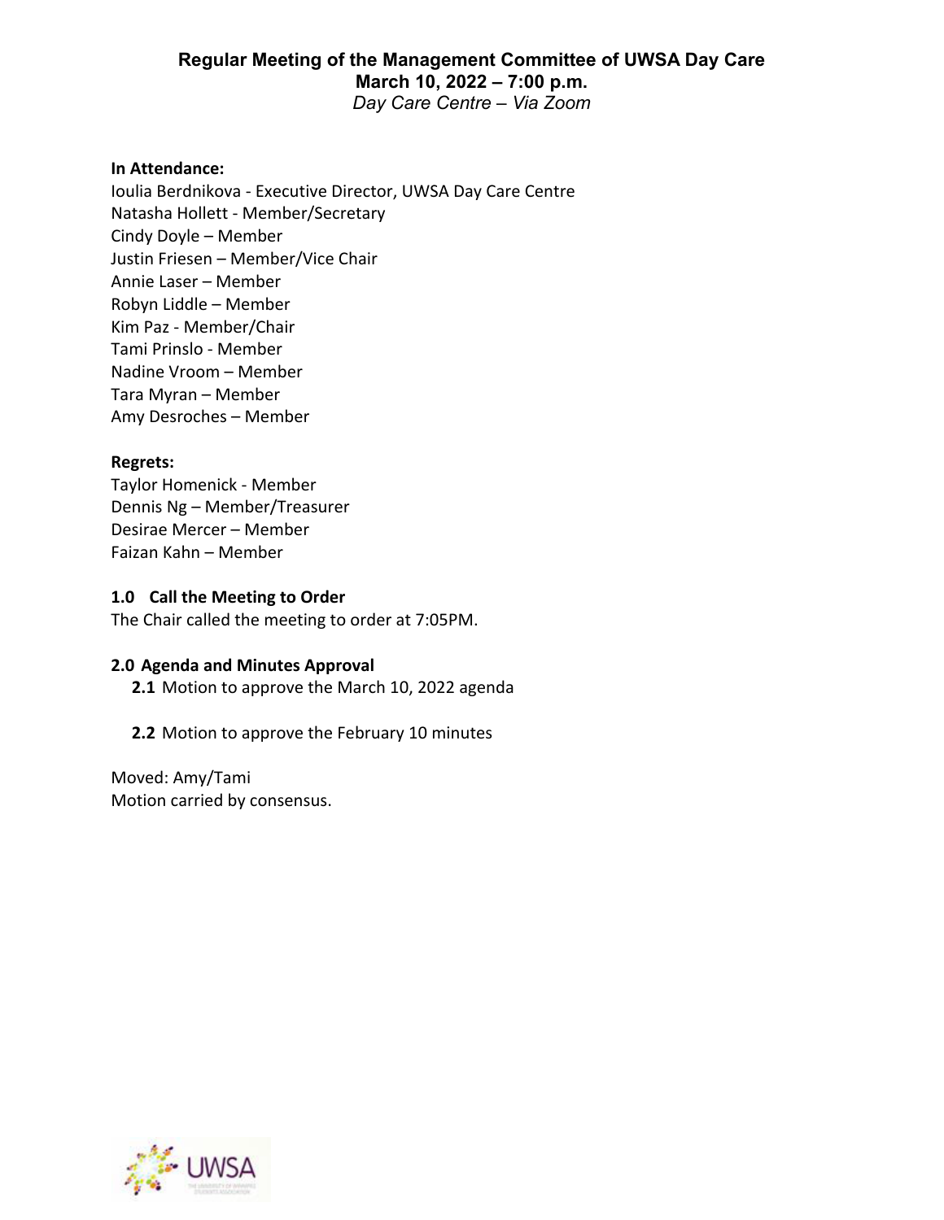**Regular Meeting of the Management Committee of UWSA Day Care**
**March 10, 2022 – 7:00 p.m.**
*Day Care Centre – Via Zoom*

**In Attendance:**
Ioulia Berdnikova - Executive Director, UWSA Day Care Centre
Natasha Hollett - Member/Secretary
Cindy Doyle – Member
Justin Friesen – Member/Vice Chair
Annie Laser – Member
Robyn Liddle – Member
Kim Paz - Member/Chair
Tami Prinslo - Member
Nadine Vroom – Member
Tara Myran – Member
Amy Desroches – Member

**Regrets:**
Taylor Homenick - Member
Dennis Ng – Member/Treasurer
Desirae Mercer – Member
Faizan Kahn – Member

**1.0 Call the Meeting to Order**
The Chair called the meeting to order at 7:05PM.

**2.0 Agenda and Minutes Approval**

**2.1** Motion to approve the March 10, 2022 agenda

**2.2** Motion to approve the February 10 minutes

Moved: Amy/Tami
Motion carried by consensus.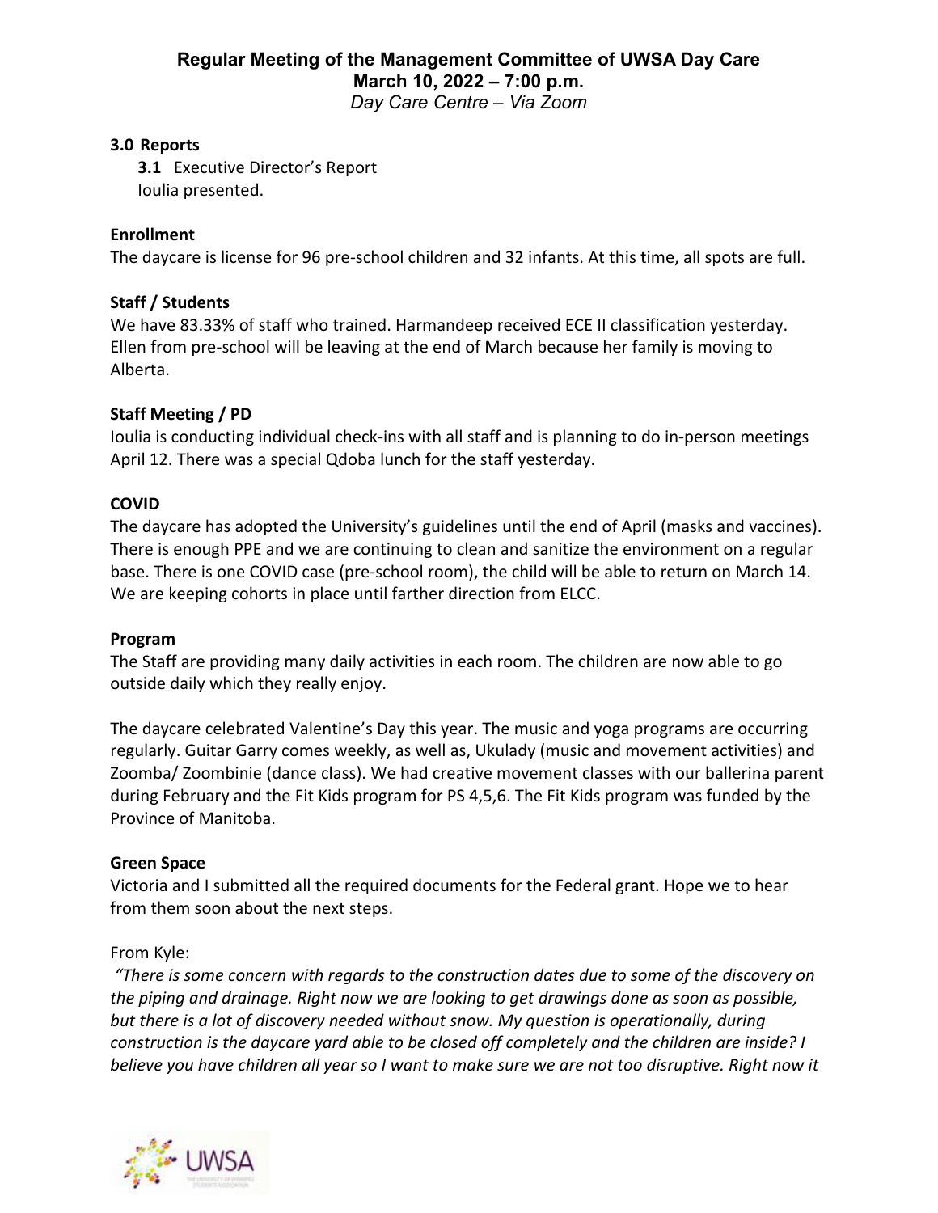**Regular Meeting of the Management Committee of UWSA Day Care**
**March 10, 2022 – 7:00 p.m.**
*Day Care Centre – Via Zoom*

**3.0 Reports**

**3.1** Executive Director's Report
Ioulia presented.

**Enrollment**

The daycare is license for 96 pre-school children and 32 infants. At this time, all spots are full.

**Staff / Students**

We have 83.33% of staff who trained. Harmandeep received ECE II classification yesterday. Ellen from pre-school will be leaving at the end of March because her family is moving to Alberta.

**Staff Meeting / PD**

Ioulia is conducting individual check-ins with all staff and is planning to do in-person meetings April 12. There was a special Qdoba lunch for the staff yesterday.

**COVID**

The daycare has adopted the University's guidelines until the end of April (masks and vaccines). There is enough PPE and we are continuing to clean and sanitize the environment on a regular base. There is one COVID case (pre-school room), the child will be able to return on March 14. We are keeping cohorts in place until farther direction from ELCC.

**Program**

The Staff are providing many daily activities in each room. The children are now able to go outside daily which they really enjoy.

The daycare celebrated Valentine's Day this year. The music and yoga programs are occurring regularly. Guitar Garry comes weekly, as well as, Ukulady (music and movement activities) and Zoomba/ Zoombinie (dance class). We had creative movement classes with our ballerina parent during February and the Fit Kids program for PS 4,5,6. The Fit Kids program was funded by the Province of Manitoba.

**Green Space**

Victoria and I submitted all the required documents for the Federal grant. Hope we to hear from them soon about the next steps.

From Kyle:

*"There is some concern with regards to the construction dates due to some of the discovery on the piping and drainage. Right now we are looking to get drawings done as soon as possible, but there is a lot of discovery needed without snow. My question is operationally, during construction is the daycare yard able to be closed off completely and the children are inside? I believe you have children all year so I want to make sure we are not too disruptive. Right now it*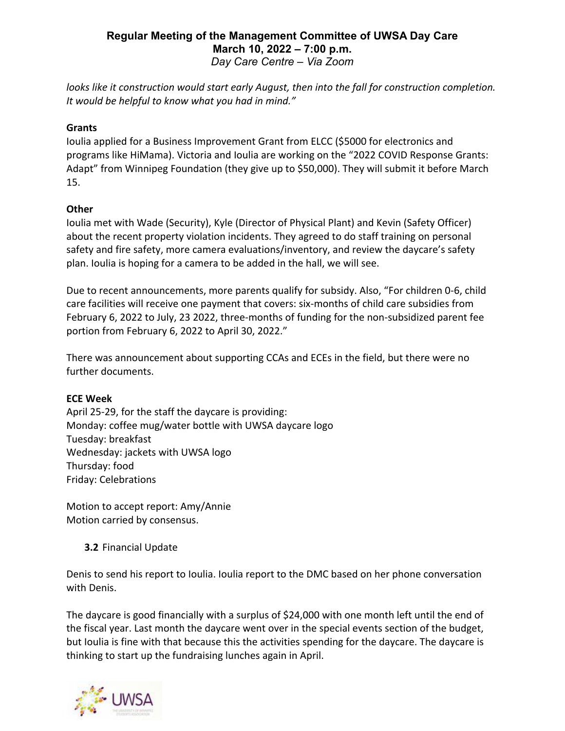*looks like it construction would start early August, then into the fall for construction completion. It would be helpful to know what you had in mind."*

**Grants**

Ioulia applied for a Business Improvement Grant from ELCC ($5000 for electronics and programs like HiMama). Victoria and Ioulia are working on the "2022 COVID Response Grants: Adapt" from Winnipeg Foundation (they give up to $50,000). They will submit it before March 15.

**Other**

Ioulia met with Wade (Security), Kyle (Director of Physical Plant) and Kevin (Safety Officer) about the recent property violation incidents. They agreed to do staff training on personal safety and fire safety, more camera evaluations/inventory, and review the daycare's safety plan. Ioulia is hoping for a camera to be added in the hall, we will see.

Due to recent announcements, more parents qualify for subsidy. Also, "For children 0-6, child care facilities will receive one payment that covers: six-months of child care subsidies from February 6, 2022 to July, 23 2022, three-months of funding for the non-subsidized parent fee portion from February 6, 2022 to April 30, 2022."

There was announcement about supporting CCAs and ECEs in the field, but there were no further documents.

**ECE Week**

April 25-29, for the staff the daycare is providing:
Monday: coffee mug/water bottle with UWSA daycare logo
Tuesday: breakfast
Wednesday: jackets with UWSA logo
Thursday: food
Friday: Celebrations

Motion to accept report: Amy/Annie
Motion carried by consensus.

**3.2** Financial Update

Denis to send his report to Ioulia. Ioulia report to the DMC based on her phone conversation with Denis.

The daycare is good financially with a surplus of $24,000 with one month left until the end of the fiscal year. Last month the daycare went over in the special events section of the budget, but Ioulia is fine with that because this the activities spending for the daycare. The daycare is thinking to start up the fundraising lunches again in April.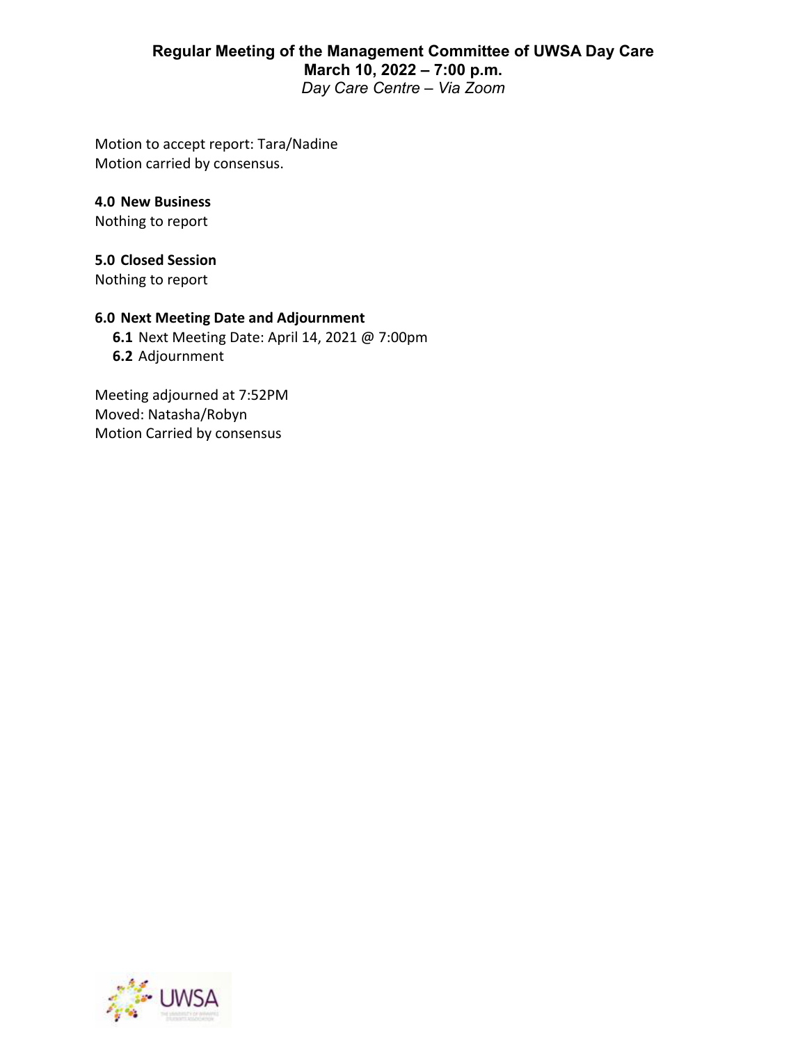Motion to accept report: Tara/Nadine
Motion carried by consensus.

**4.0 New Business**
Nothing to report

**5.0 Closed Session**
Nothing to report

**6.0 Next Meeting Date and Adjournment**

- **6.1** Next Meeting Date: April 14, 2021 @ 7:00pm
- **6.2** Adjournment

Meeting adjourned at 7:52PM
Moved: Natasha/Robyn
Motion Carried by consensus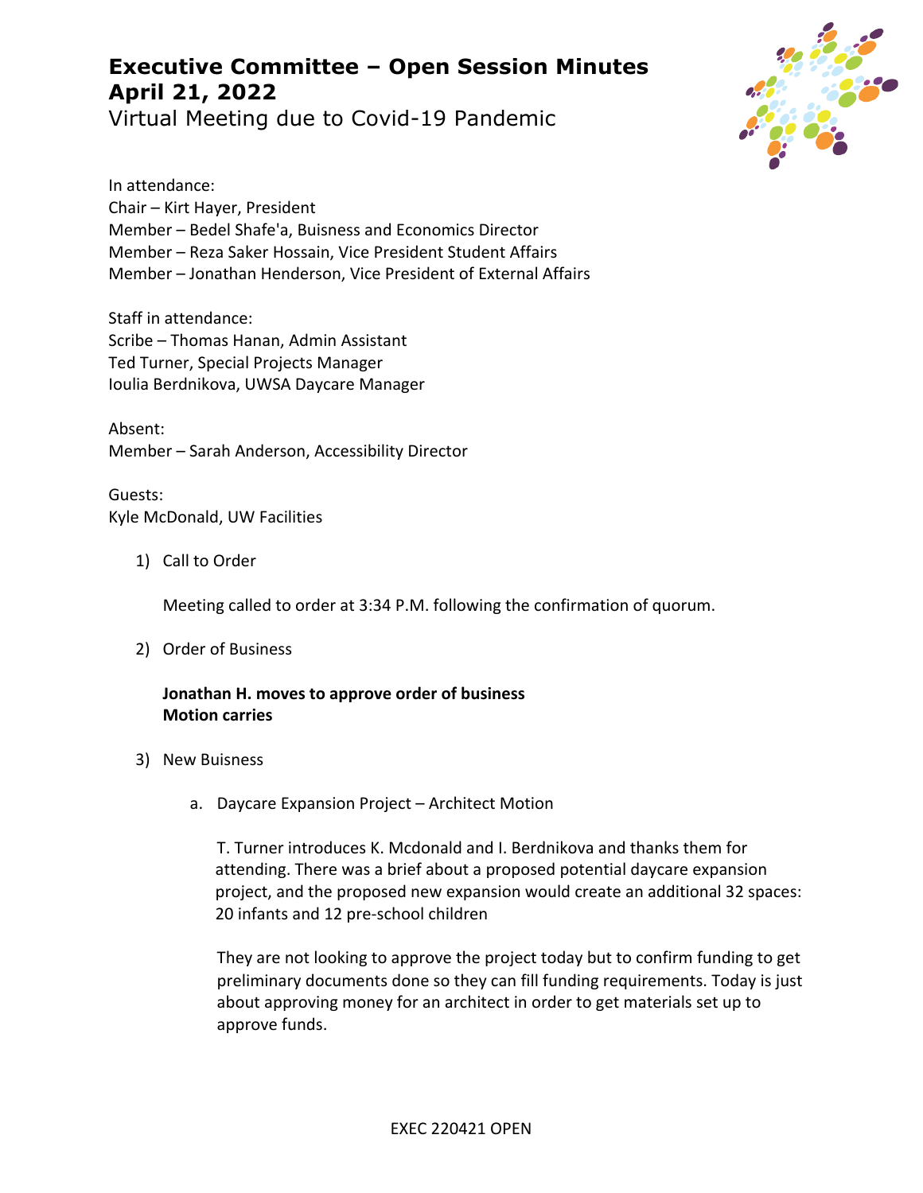# Executive Committee – Open Session Minutes
# April 21, 2022
Virtual Meeting due to Covid-19 Pandemic

In attendance:
Chair – Kirt Hayer, President
Member – Bedel Shafe'a, Buisness and Economics Director
Member – Reza Saker Hossain, Vice President Student Affairs
Member – Jonathan Henderson, Vice President of External Affairs

Staff in attendance:
Scribe – Thomas Hanan, Admin Assistant
Ted Turner, Special Projects Manager
Ioulia Berdnikova, UWSA Daycare Manager

Absent:
Member – Sarah Anderson, Accessibility Director

Guests:
Kyle McDonald, UW Facilities

1) Call to Order

   Meeting called to order at 3:34 P.M. following the confirmation of quorum.

2) Order of Business

   **Jonathan H. moves to approve order of business**
   **Motion carries**

3) New Buisness

   a. Daycare Expansion Project – Architect Motion

      T. Turner introduces K. Mcdonald and I. Berdnikova and thanks them for attending. There was a brief about a proposed potential daycare expansion project, and the proposed new expansion would create an additional 32 spaces: 20 infants and 12 pre-school children

      They are not looking to approve the project today but to confirm funding to get preliminary documents done so they can fill funding requirements. Today is just about approving money for an architect in order to get materials set up to approve funds.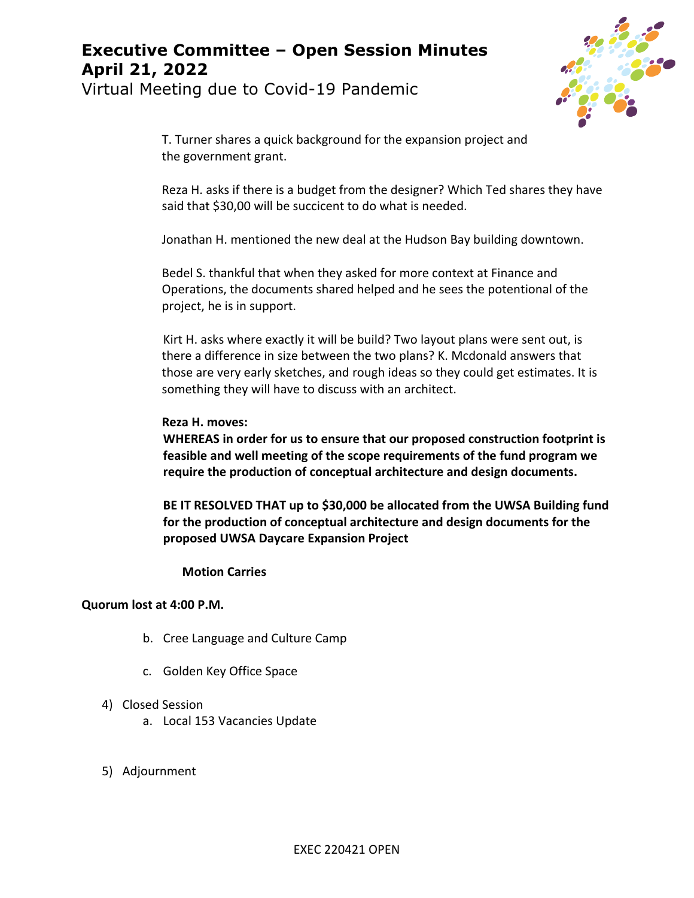# Executive Committee – Open Session Minutes
# April 21, 2022
## Virtual Meeting due to Covid-19 Pandemic

T. Turner shares a quick background for the expansion project and the government grant.

Reza H. asks if there is a budget from the designer? Which Ted shares they have said that $30,00 will be succicent to do what is needed.

Jonathan H. mentioned the new deal at the Hudson Bay building downtown.

Bedel S. thankful that when they asked for more context at Finance and Operations, the documents shared helped and he sees the potentional of the project, he is in support.

Kirt H. asks where exactly it will be build? Two layout plans were sent out, is there a difference in size between the two plans? K. Mcdonald answers that those are very early sketches, and rough ideas so they could get estimates. It is something they will have to discuss with an architect.

**Reza H. moves:**
**WHEREAS in order for us to ensure that our proposed construction footprint is feasible and well meeting of the scope requirements of the fund program we require the production of conceptual architecture and design documents.**

**BE IT RESOLVED THAT up to $30,000 be allocated from the UWSA Building fund for the production of conceptual architecture and design documents for the proposed UWSA Daycare Expansion Project**

**Motion Carries**

**Quorum lost at 4:00 P.M.**

b. Cree Language and Culture Camp

c. Golden Key Office Space

4) Closed Session
   a. Local 153 Vacancies Update

5) Adjournment